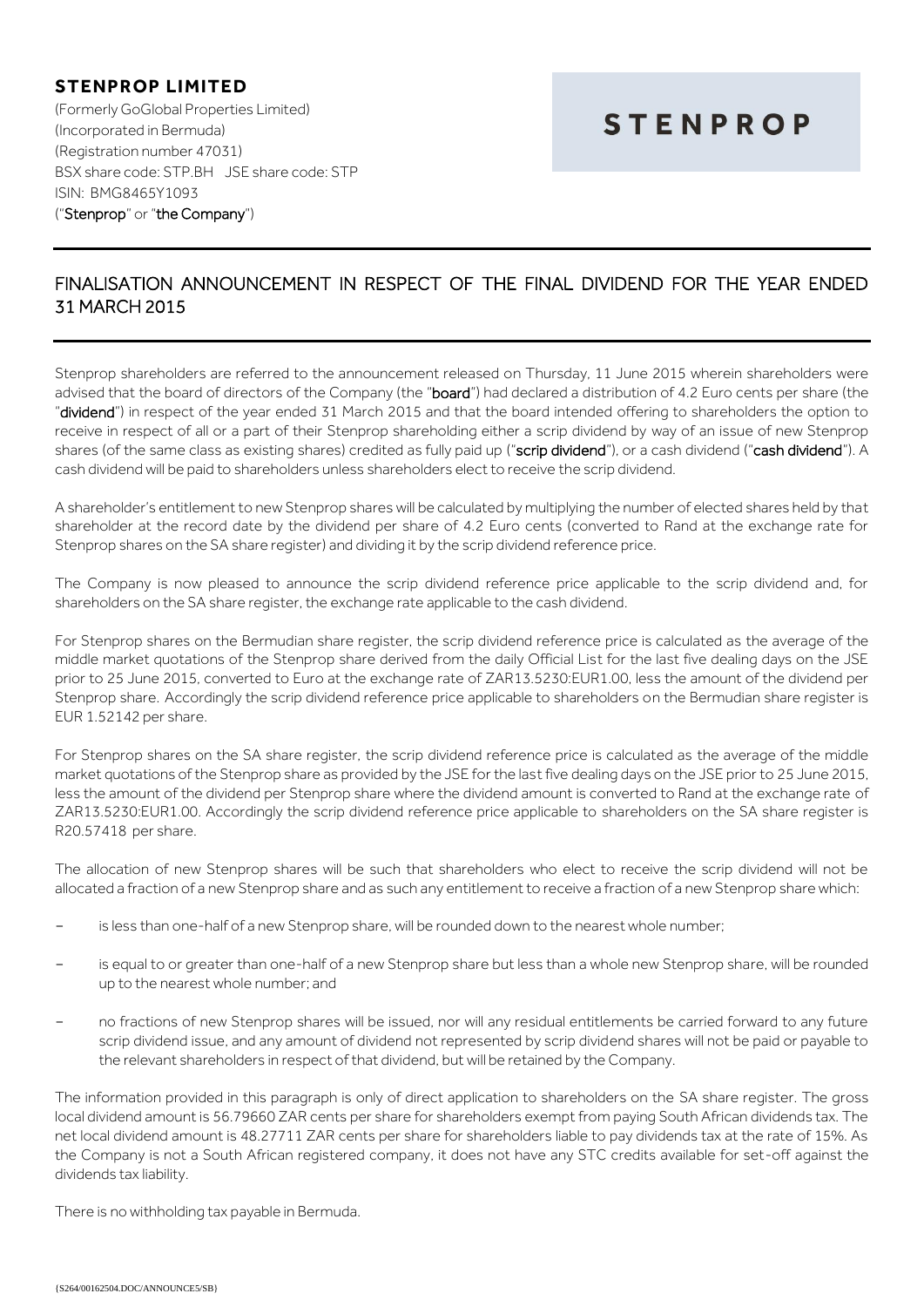**STENPROP LIMITED**
(Formerly GoGlobal Properties Limited)
(Incorporated in Bermuda)
(Registration number 47031)
BSX share code: STP.BH JSE share code: STP
ISIN: BMG8465Y1093
("**Stenprop**" or "**the Company**")

**STENPROP**

## FINALISATION ANNOUNCEMENT IN RESPECT OF THE FINAL DIVIDEND FOR THE YEAR ENDED 31 MARCH 2015

Stenprop shareholders are referred to the announcement released on Thursday, 11 June 2015 wherein shareholders were advised that the board of directors of the Company (the "**board**") had declared a distribution of 4.2 Euro cents per share (the "**dividend**") in respect of the year ended 31 March 2015 and that the board intended offering to shareholders the option to receive in respect of all or a part of their Stenprop shareholding either a scrip dividend by way of an issue of new Stenprop shares (of the same class as existing shares) credited as fully paid up ("**scrip dividend**"), or a cash dividend ("**cash dividend**"). A cash dividend will be paid to shareholders unless shareholders elect to receive the scrip dividend.

A shareholder's entitlement to new Stenprop shares will be calculated by multiplying the number of elected shares held by that shareholder at the record date by the dividend per share of 4.2 Euro cents (converted to Rand at the exchange rate for Stenprop shares on the SA share register) and dividing it by the scrip dividend reference price.

The Company is now pleased to announce the scrip dividend reference price applicable to the scrip dividend and, for shareholders on the SA share register, the exchange rate applicable to the cash dividend.

For Stenprop shares on the Bermudian share register, the scrip dividend reference price is calculated as the average of the middle market quotations of the Stenprop share derived from the daily Official List for the last five dealing days on the JSE prior to 25 June 2015, converted to Euro at the exchange rate of ZAR13.5230:EUR1.00, less the amount of the dividend per Stenprop share. Accordingly the scrip dividend reference price applicable to shareholders on the Bermudian share register is EUR 1.52142 per share.

For Stenprop shares on the SA share register, the scrip dividend reference price is calculated as the average of the middle market quotations of the Stenprop share as provided by the JSE for the last five dealing days on the JSE prior to 25 June 2015, less the amount of the dividend per Stenprop share where the dividend amount is converted to Rand at the exchange rate of ZAR13.5230:EUR1.00. Accordingly the scrip dividend reference price applicable to shareholders on the SA share register is R20.57418 per share.

The allocation of new Stenprop shares will be such that shareholders who elect to receive the scrip dividend will not be allocated a fraction of a new Stenprop share and as such any entitlement to receive a fraction of a new Stenprop share which:

- is less than one-half of a new Stenprop share, will be rounded down to the nearest whole number;
- is equal to or greater than one-half of a new Stenprop share but less than a whole new Stenprop share, will be rounded up to the nearest whole number; and
- no fractions of new Stenprop shares will be issued, nor will any residual entitlements be carried forward to any future scrip dividend issue, and any amount of dividend not represented by scrip dividend shares will not be paid or payable to the relevant shareholders in respect of that dividend, but will be retained by the Company.

The information provided in this paragraph is only of direct application to shareholders on the SA share register. The gross local dividend amount is 56.79660 ZAR cents per share for shareholders exempt from paying South African dividends tax. The net local dividend amount is 48.27711 ZAR cents per share for shareholders liable to pay dividends tax at the rate of 15%. As the Company is not a South African registered company, it does not have any STC credits available for set-off against the dividends tax liability.

There is no withholding tax payable in Bermuda.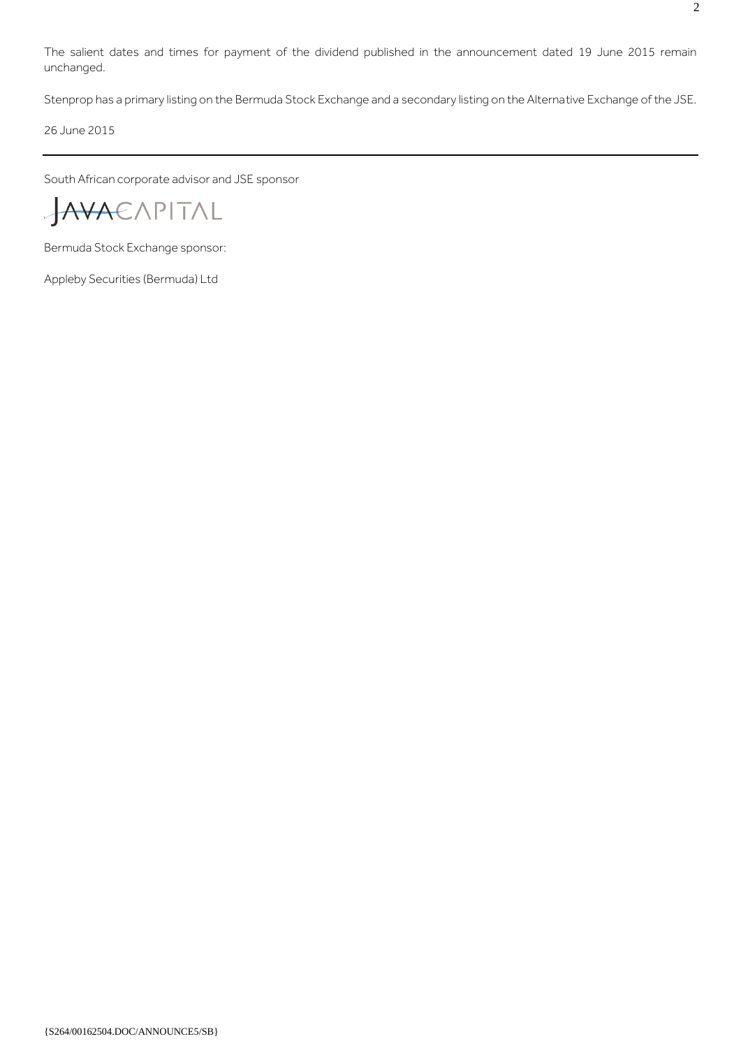The salient dates and times for payment of the dividend published in the announcement dated 19 June 2015 remain unchanged.

Stenprop has a primary listing on the Bermuda Stock Exchange and a secondary listing on the Alternative Exchange of the JSE.

26 June 2015

---

South African corporate advisor and JSE sponsor

JAVA CAPITAL

Bermuda Stock Exchange sponsor:

Appleby Securities (Bermuda) Ltd

{S264/00162504.DOC/ANNOUNCE5/SB}